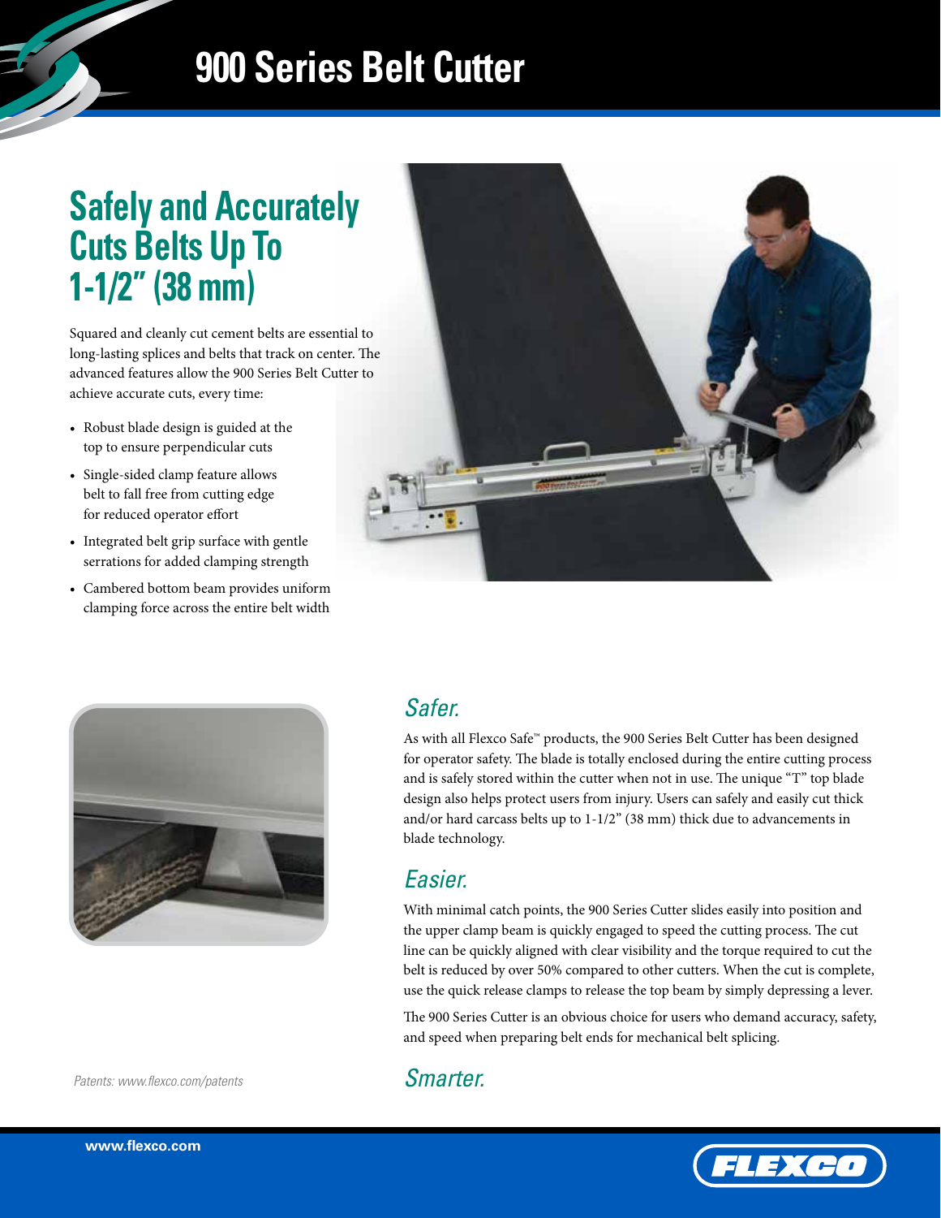# 900 Series Belt Cutter

## Safely and Accurately Cuts Belts Up To 1-1/2" (38 mm)

Squared and cleanly cut cement belts are essential to long-lasting splices and belts that track on center. The advanced features allow the 900 Series Belt Cutter to achieve accurate cuts, every time:

- Robust blade design is guided at the top to ensure perpendicular cuts
- Single-sided clamp feature allows belt to fall free from cutting edge for reduced operator effort
- Integrated belt grip surface with gentle serrations for added clamping strength
- Cambered bottom beam provides uniform clamping force across the entire belt width

### *Safer.*

As with all Flexco Safe™ products, the 900 Series Belt Cutter has been designed for operator safety. The blade is totally enclosed during the entire cutting process and is safely stored within the cutter when not in use. The unique "T" top blade design also helps protect users from injury. Users can safely and easily cut thick and/or hard carcass belts up to 1-1/2" (38 mm) thick due to advancements in blade technology.

### *Easier.*

With minimal catch points, the 900 Series Cutter slides easily into position and the upper clamp beam is quickly engaged to speed the cutting process. The cut line can be quickly aligned with clear visibility and the torque required to cut the belt is reduced by over 50% compared to other cutters. When the cut is complete, use the quick release clamps to release the top beam by simply depressing a lever.

The 900 Series Cutter is an obvious choice for users who demand accuracy, safety, and speed when preparing belt ends for mechanical belt splicing.

### *Smarter.*

*Patents: www.flexco.com/patents*

www.flexco.com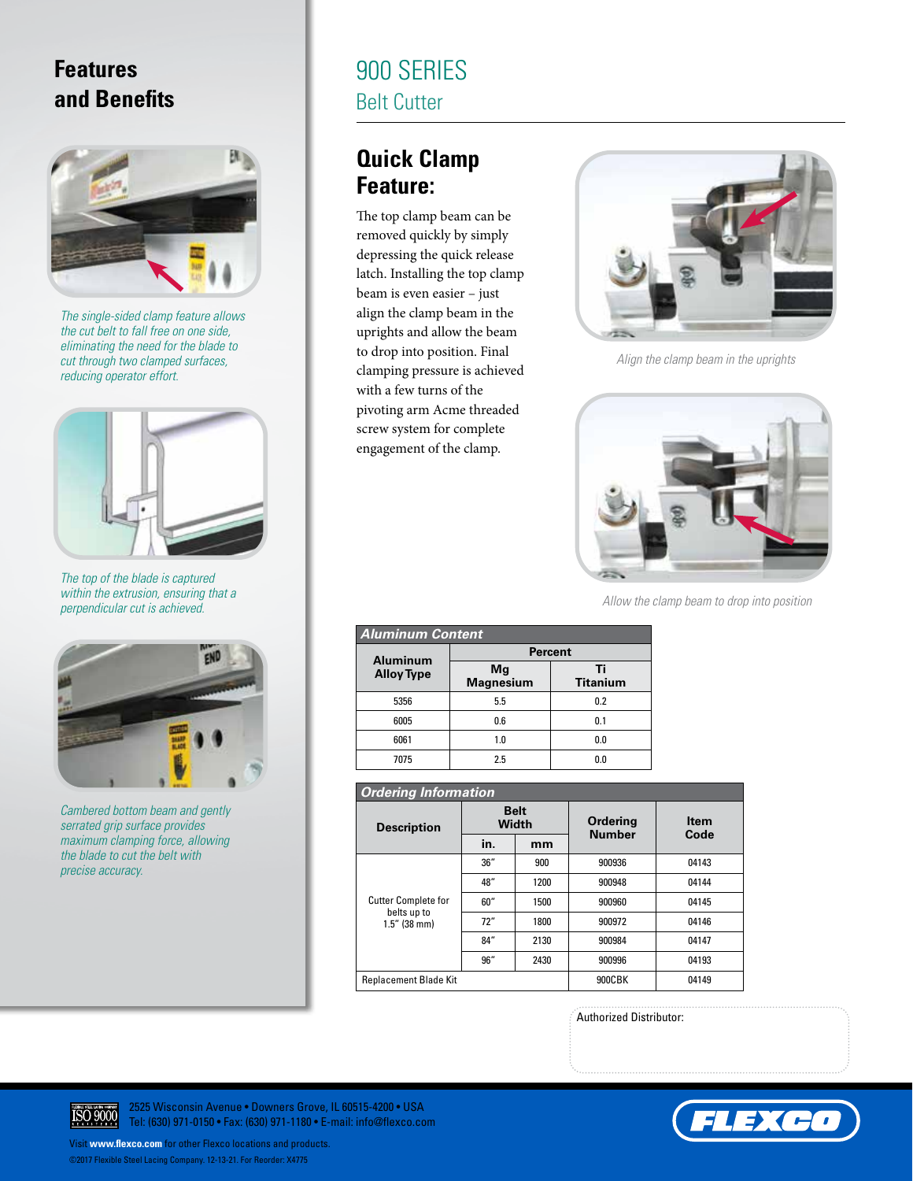## Features and Benefits

*The single-sided clamp feature allows the cut belt to fall free on one side, eliminating the need for the blade to cut through two clamped surfaces, reducing operator effort.*

*The top of the blade is captured within the extrusion, ensuring that a perpendicular cut is achieved.*

*Cambered bottom beam and gently serrated grip surface provides maximum clamping force, allowing the blade to cut the belt with precise accuracy.*

# 900 SERIES

## Belt Cutter

### Quick Clamp Feature:

The top clamp beam can be removed quickly by simply depressing the quick release latch. Installing the top clamp beam is even easier – just align the clamp beam in the uprights and allow the beam to drop into position. Final clamping pressure is achieved with a few turns of the pivoting arm Acme threaded screw system for complete engagement of the clamp.

*Align the clamp beam in the uprights*

*Allow the clamp beam to drop into position*

**Aluminum Content**

| Aluminum Alloy Type | Percent | |
|---|---|---|
| | Mg Magnesium | Ti Titanium |
| 5356 | 5.5 | 0.2 |
| 6005 | 0.6 | 0.1 |
| 6061 | 1.0 | 0.0 |
| 7075 | 2.5 | 0.0 |

**Ordering Information**

| Description | Belt Width | | Ordering Number | Item Code |
|---|---|---|---|---|
| | in. | mm | | |
| Cutter Complete for belts up to 1.5" (38 mm) | 36" | 900 | 900936 | 04143 |
| | 48" | 1200 | 900948 | 04144 |
| | 60" | 1500 | 900960 | 04145 |
| | 72" | 1800 | 900972 | 04146 |
| | 84" | 2130 | 900984 | 04147 |
| | 96" | 2430 | 900996 | 04193 |
| Replacement Blade Kit | | | 900CBK | 04149 |

Authorized Distributor:

2525 Wisconsin Avenue • Downers Grove, IL 60515-4200 • USA
Tel: (630) 971-0150 • Fax: (630) 971-1180 • E-mail: info@flexco.com

Visit **www.flexco.com** for other Flexco locations and products.

©2017 Flexible Steel Lacing Company. 12-13-21. For Reorder: X4775